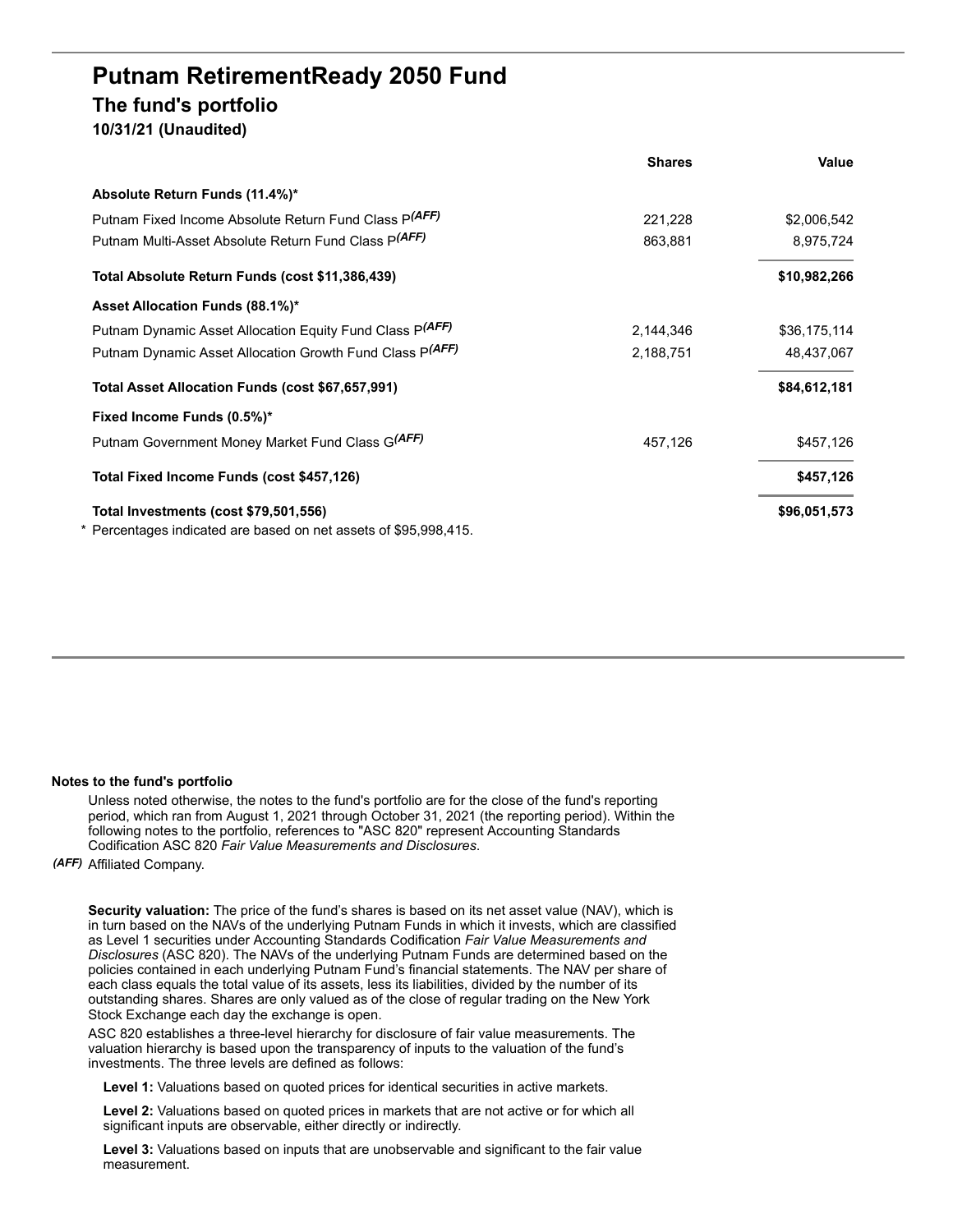# Putnam RetirementReady 2050 Fund

## The fund's portfolio

### 10/31/21 (Unaudited)

| | Shares | Value |
|---|---|---|
| **Absolute Return Funds (11.4%)*** | | |
| Putnam Fixed Income Absolute Return Fund Class P*(AFF)* | 221,228 | $2,006,542 |
| Putnam Multi-Asset Absolute Return Fund Class P*(AFF)* | 863,881 | 8,975,724 |
| **Total Absolute Return Funds (cost $11,386,439)** | | **$10,982,266** |
| **Asset Allocation Funds (88.1%)*** | | |
| Putnam Dynamic Asset Allocation Equity Fund Class P*(AFF)* | 2,144,346 | $36,175,114 |
| Putnam Dynamic Asset Allocation Growth Fund Class P*(AFF)* | 2,188,751 | 48,437,067 |
| **Total Asset Allocation Funds (cost $67,657,991)** | | **$84,612,181** |
| **Fixed Income Funds (0.5%)*** | | |
| Putnam Government Money Market Fund Class G*(AFF)* | 457,126 | $457,126 |
| **Total Fixed Income Funds (cost $457,126)** | | **$457,126** |
| **Total Investments (cost $79,501,556)** | | **$96,051,573** |

\* Percentages indicated are based on net assets of $95,998,415.

**Notes to the fund's portfolio**

Unless noted otherwise, the notes to the fund's portfolio are for the close of the fund's reporting period, which ran from August 1, 2021 through October 31, 2021 (the reporting period). Within the following notes to the portfolio, references to "ASC 820" represent Accounting Standards Codification ASC 820 *Fair Value Measurements and Disclosures*.

*(AFF)* Affiliated Company.

**Security valuation:** The price of the fund's shares is based on its net asset value (NAV), which is in turn based on the NAVs of the underlying Putnam Funds in which it invests, which are classified as Level 1 securities under Accounting Standards Codification *Fair Value Measurements and Disclosures* (ASC 820). The NAVs of the underlying Putnam Funds are determined based on the policies contained in each underlying Putnam Fund's financial statements. The NAV per share of each class equals the total value of its assets, less its liabilities, divided by the number of its outstanding shares. Shares are only valued as of the close of regular trading on the New York Stock Exchange each day the exchange is open.

ASC 820 establishes a three-level hierarchy for disclosure of fair value measurements. The valuation hierarchy is based upon the transparency of inputs to the valuation of the fund's investments. The three levels are defined as follows:

**Level 1:** Valuations based on quoted prices for identical securities in active markets.

**Level 2:** Valuations based on quoted prices in markets that are not active or for which all significant inputs are observable, either directly or indirectly.

**Level 3:** Valuations based on inputs that are unobservable and significant to the fair value measurement.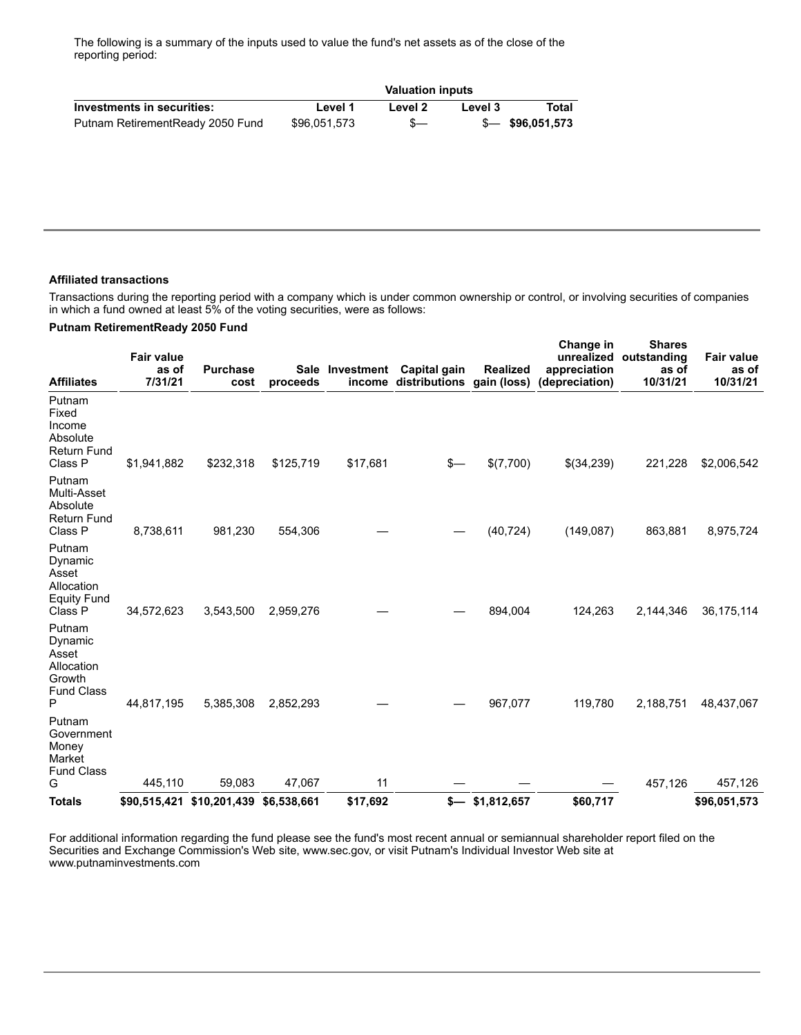The following is a summary of the inputs used to value the fund's net assets as of the close of the reporting period:

| | Valuation inputs | | | |
|---|---|---|---|---|
| **Investments in securities:** | **Level 1** | **Level 2** | **Level 3** | **Total** |
| Putnam RetirementReady 2050 Fund | $96,051,573 | $— | $— | $96,051,573 |

**Affiliated transactions**

Transactions during the reporting period with a company which is under common ownership or control, or involving securities of companies in which a fund owned at least 5% of the voting securities, were as follows:

**Putnam RetirementReady 2050 Fund**

| Affiliates | Fair value as of 7/31/21 | Purchase cost | Sale proceeds | Investment income | Capital gain distributions | Realized gain (loss) | Change in unrealized appreciation (depreciation) | Shares outstanding as of 10/31/21 | Fair value as of 10/31/21 |
|---|---|---|---|---|---|---|---|---|---|
| Putnam Fixed Income Absolute Return Fund Class P | $1,941,882 | $232,318 | $125,719 | $17,681 | $— | $(7,700) | $(34,239) | 221,228 | $2,006,542 |
| Putnam Multi-Asset Absolute Return Fund Class P | 8,738,611 | 981,230 | 554,306 | — | — | (40,724) | (149,087) | 863,881 | 8,975,724 |
| Putnam Dynamic Asset Allocation Equity Fund Class P | 34,572,623 | 3,543,500 | 2,959,276 | — | — | 894,004 | 124,263 | 2,144,346 | 36,175,114 |
| Putnam Dynamic Asset Allocation Growth Fund Class P | 44,817,195 | 5,385,308 | 2,852,293 | — | — | 967,077 | 119,780 | 2,188,751 | 48,437,067 |
| Putnam Government Money Market Fund Class G | 445,110 | 59,083 | 47,067 | 11 | — | — | — | 457,126 | 457,126 |
| **Totals** | **$90,515,421** | **$10,201,439** | **$6,538,661** | **$17,692** | **$—** | **$1,812,657** | **$60,717** | | **$96,051,573** |

For additional information regarding the fund please see the fund's most recent annual or semiannual shareholder report filed on the Securities and Exchange Commission's Web site, www.sec.gov, or visit Putnam's Individual Investor Web site at www.putnaminvestments.com